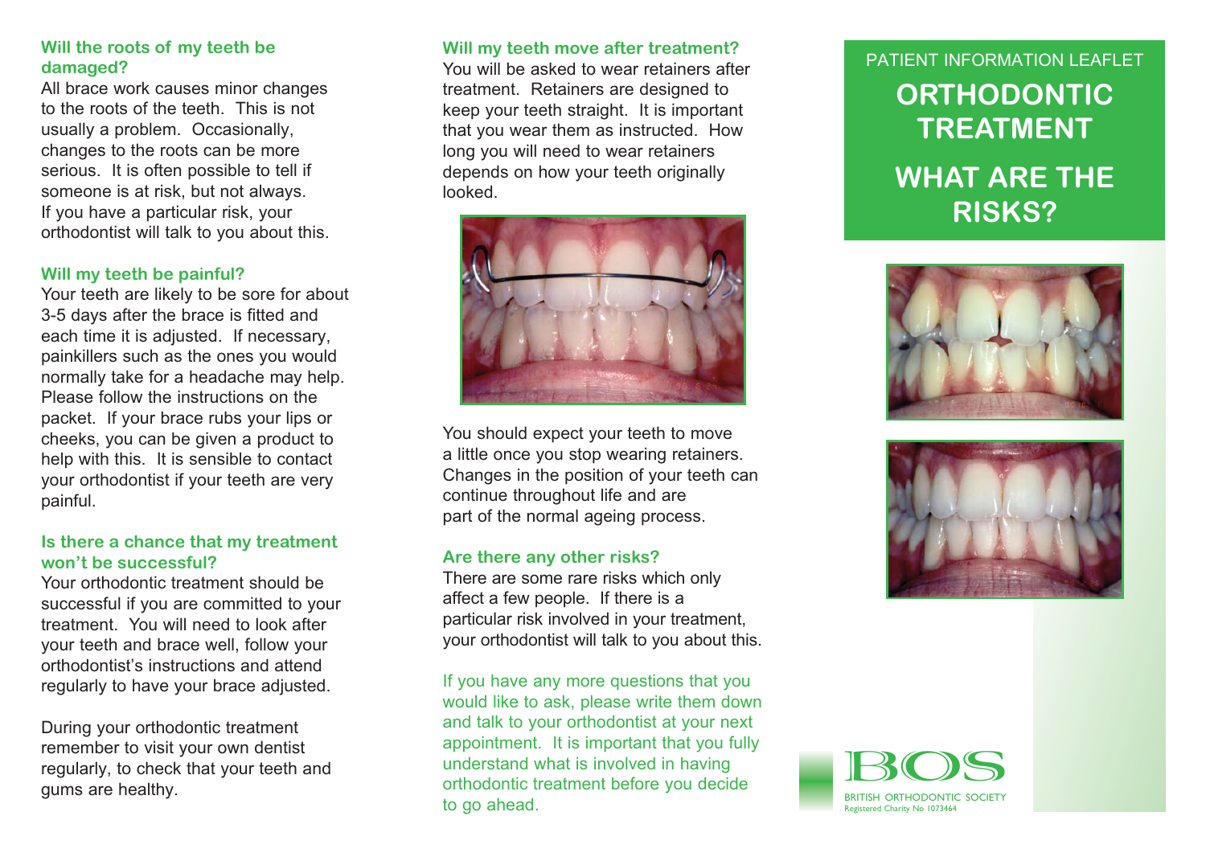PATIENT INFORMATION LEAFLET

# ORTHODONTIC TREATMENT

# WHAT ARE THE RISKS?

## Will the roots of my teeth be damaged?

All brace work causes minor changes to the roots of the teeth. This is not usually a problem. Occasionally, changes to the roots can be more serious. It is often possible to tell if someone is at risk, but not always. If you have a particular risk, your orthodontist will talk to you about this.

## Will my teeth be painful?

Your teeth are likely to be sore for about 3-5 days after the brace is fitted and each time it is adjusted. If necessary, painkillers such as the ones you would normally take for a headache may help. Please follow the instructions on the packet. If your brace rubs your lips or cheeks, you can be given a product to help with this. It is sensible to contact your orthodontist if your teeth are very painful.

## Is there a chance that my treatment won't be successful?

Your orthodontic treatment should be successful if you are committed to your treatment. You will need to look after your teeth and brace well, follow your orthodontist's instructions and attend regularly to have your brace adjusted.

During your orthodontic treatment remember to visit your own dentist regularly, to check that your teeth and gums are healthy.

## Will my teeth move after treatment?

You will be asked to wear retainers after treatment. Retainers are designed to keep your teeth straight. It is important that you wear them as instructed. How long you will need to wear retainers depends on how your teeth originally looked.

You should expect your teeth to move a little once you stop wearing retainers. Changes in the position of your teeth can continue throughout life and are part of the normal ageing process.

## Are there any other risks?

There are some rare risks which only affect a few people. If there is a particular risk involved in your treatment, your orthodontist will talk to you about this.

If you have any more questions that you would like to ask, please write them down and talk to your orthodontist at your next appointment. It is important that you fully understand what is involved in having orthodontic treatment before you decide to go ahead.

BOS
BRITISH ORTHODONTIC SOCIETY
Registered Charity No 1073464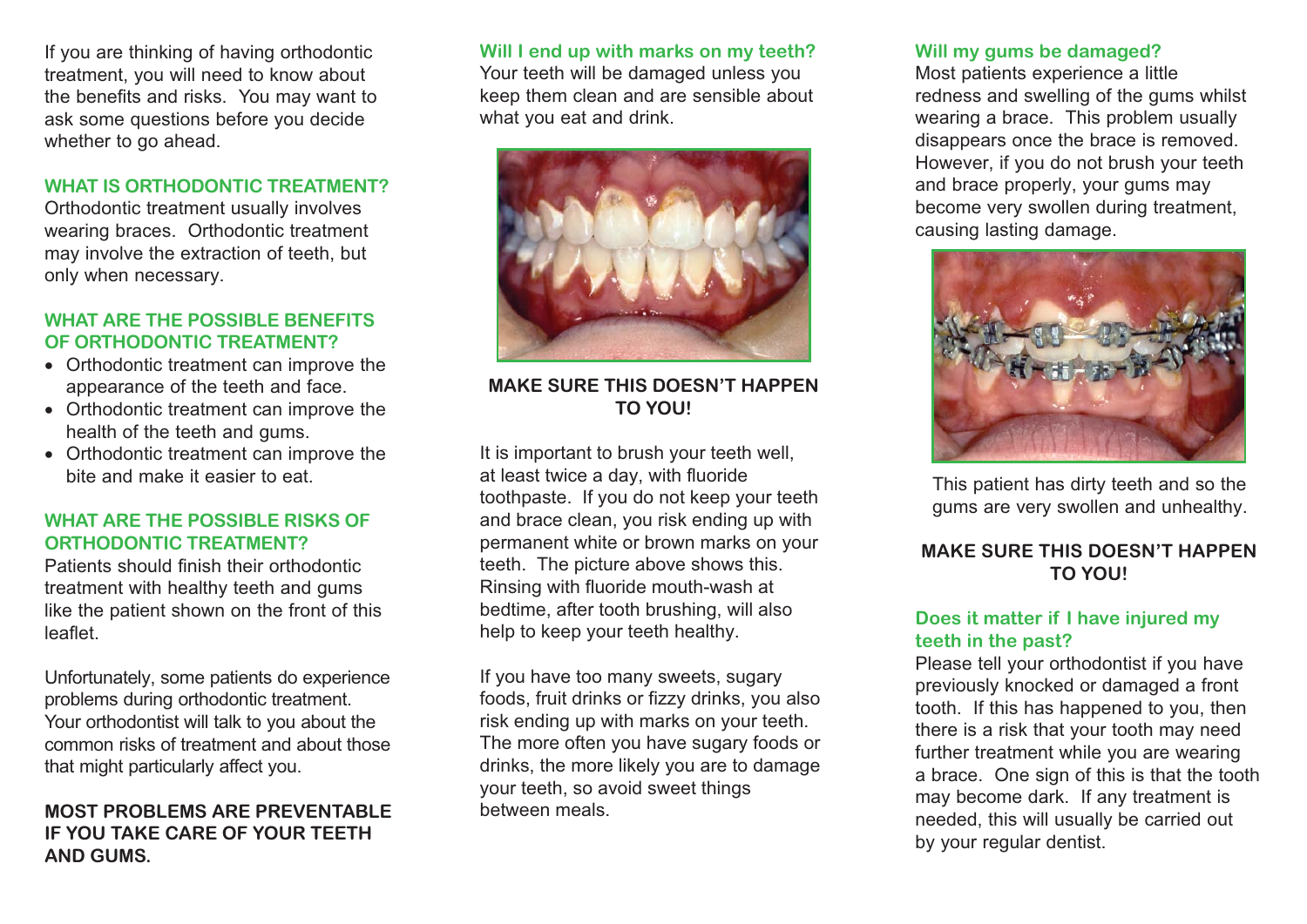If you are thinking of having orthodontic treatment, you will need to know about the benefits and risks. You may want to ask some questions before you decide whether to go ahead.

## WHAT IS ORTHODONTIC TREATMENT?

Orthodontic treatment usually involves wearing braces. Orthodontic treatment may involve the extraction of teeth, but only when necessary.

## WHAT ARE THE POSSIBLE BENEFITS OF ORTHODONTIC TREATMENT?

- Orthodontic treatment can improve the appearance of the teeth and face.
- Orthodontic treatment can improve the health of the teeth and gums.
- Orthodontic treatment can improve the bite and make it easier to eat.

## WHAT ARE THE POSSIBLE RISKS OF ORTHODONTIC TREATMENT?

Patients should finish their orthodontic treatment with healthy teeth and gums like the patient shown on the front of this leaflet.

Unfortunately, some patients do experience problems during orthodontic treatment. Your orthodontist will talk to you about the common risks of treatment and about those that might particularly affect you.

**MOST PROBLEMS ARE PREVENTABLE IF YOU TAKE CARE OF YOUR TEETH AND GUMS.**

### Will I end up with marks on my teeth?

Your teeth will be damaged unless you keep them clean and are sensible about what you eat and drink.

**MAKE SURE THIS DOESN'T HAPPEN TO YOU!**

It is important to brush your teeth well, at least twice a day, with fluoride toothpaste. If you do not keep your teeth and brace clean, you risk ending up with permanent white or brown marks on your teeth. The picture above shows this. Rinsing with fluoride mouth-wash at bedtime, after tooth brushing, will also help to keep your teeth healthy.

If you have too many sweets, sugary foods, fruit drinks or fizzy drinks, you also risk ending up with marks on your teeth. The more often you have sugary foods or drinks, the more likely you are to damage your teeth, so avoid sweet things between meals.

### Will my gums be damaged?

Most patients experience a little redness and swelling of the gums whilst wearing a brace. This problem usually disappears once the brace is removed. However, if you do not brush your teeth and brace properly, your gums may become very swollen during treatment, causing lasting damage.

This patient has dirty teeth and so the gums are very swollen and unhealthy.

**MAKE SURE THIS DOESN'T HAPPEN TO YOU!**

### Does it matter if I have injured my teeth in the past?

Please tell your orthodontist if you have previously knocked or damaged a front tooth. If this has happened to you, then there is a risk that your tooth may need further treatment while you are wearing a brace. One sign of this is that the tooth may become dark. If any treatment is needed, this will usually be carried out by your regular dentist.